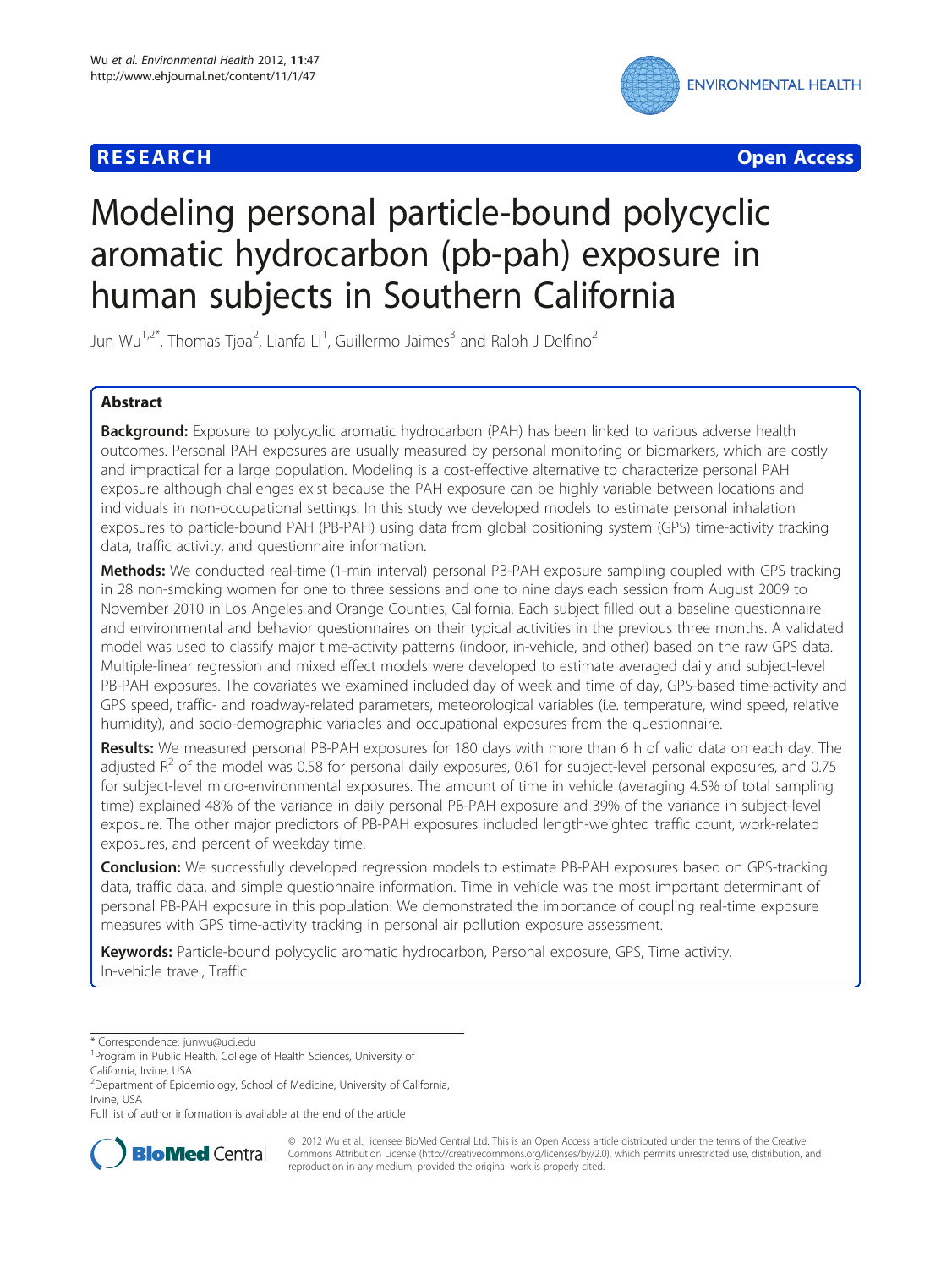**RESEARCH** **Open Access**

# Modeling personal particle-bound polycyclic aromatic hydrocarbon (pb-pah) exposure in human subjects in Southern California

Jun Wu[1,2*], Thomas Tjoa[2], Lianfa Li[1], Guillermo Jaimes[3] and Ralph J Delfino[2]

## Abstract

**Background:** Exposure to polycyclic aromatic hydrocarbon (PAH) has been linked to various adverse health outcomes. Personal PAH exposures are usually measured by personal monitoring or biomarkers, which are costly and impractical for a large population. Modeling is a cost-effective alternative to characterize personal PAH exposure although challenges exist because the PAH exposure can be highly variable between locations and individuals in non-occupational settings. In this study we developed models to estimate personal inhalation exposures to particle-bound PAH (PB-PAH) using data from global positioning system (GPS) time-activity tracking data, traffic activity, and questionnaire information.

**Methods:** We conducted real-time (1-min interval) personal PB-PAH exposure sampling coupled with GPS tracking in 28 non-smoking women for one to three sessions and one to nine days each session from August 2009 to November 2010 in Los Angeles and Orange Counties, California. Each subject filled out a baseline questionnaire and environmental and behavior questionnaires on their typical activities in the previous three months. A validated model was used to classify major time-activity patterns (indoor, in-vehicle, and other) based on the raw GPS data. Multiple-linear regression and mixed effect models were developed to estimate averaged daily and subject-level PB-PAH exposures. The covariates we examined included day of week and time of day, GPS-based time-activity and GPS speed, traffic- and roadway-related parameters, meteorological variables (i.e. temperature, wind speed, relative humidity), and socio-demographic variables and occupational exposures from the questionnaire.

**Results:** We measured personal PB-PAH exposures for 180 days with more than 6 h of valid data on each day. The adjusted $R^2$ of the model was 0.58 for personal daily exposures, 0.61 for subject-level personal exposures, and 0.75 for subject-level micro-environmental exposures. The amount of time in vehicle (averaging 4.5% of total sampling time) explained 48% of the variance in daily personal PB-PAH exposure and 39% of the variance in subject-level exposure. The other major predictors of PB-PAH exposures included length-weighted traffic count, work-related exposures, and percent of weekday time.

**Conclusion:** We successfully developed regression models to estimate PB-PAH exposures based on GPS-tracking data, traffic data, and simple questionnaire information. Time in vehicle was the most important determinant of personal PB-PAH exposure in this population. We demonstrated the importance of coupling real-time exposure measures with GPS time-activity tracking in personal air pollution exposure assessment.

**Keywords:** Particle-bound polycyclic aromatic hydrocarbon, Personal exposure, GPS, Time activity, In-vehicle travel, Traffic

---

\* Correspondence: junwu@uci.edu
[1]Program in Public Health, College of Health Sciences, University of California, Irvine, USA
[2]Department of Epidemiology, School of Medicine, University of California, Irvine, USA
Full list of author information is available at the end of the article

© 2012 Wu et al.; licensee BioMed Central Ltd. This is an Open Access article distributed under the terms of the Creative Commons Attribution License (http://creativecommons.org/licenses/by/2.0), which permits unrestricted use, distribution, and reproduction in any medium, provided the original work is properly cited.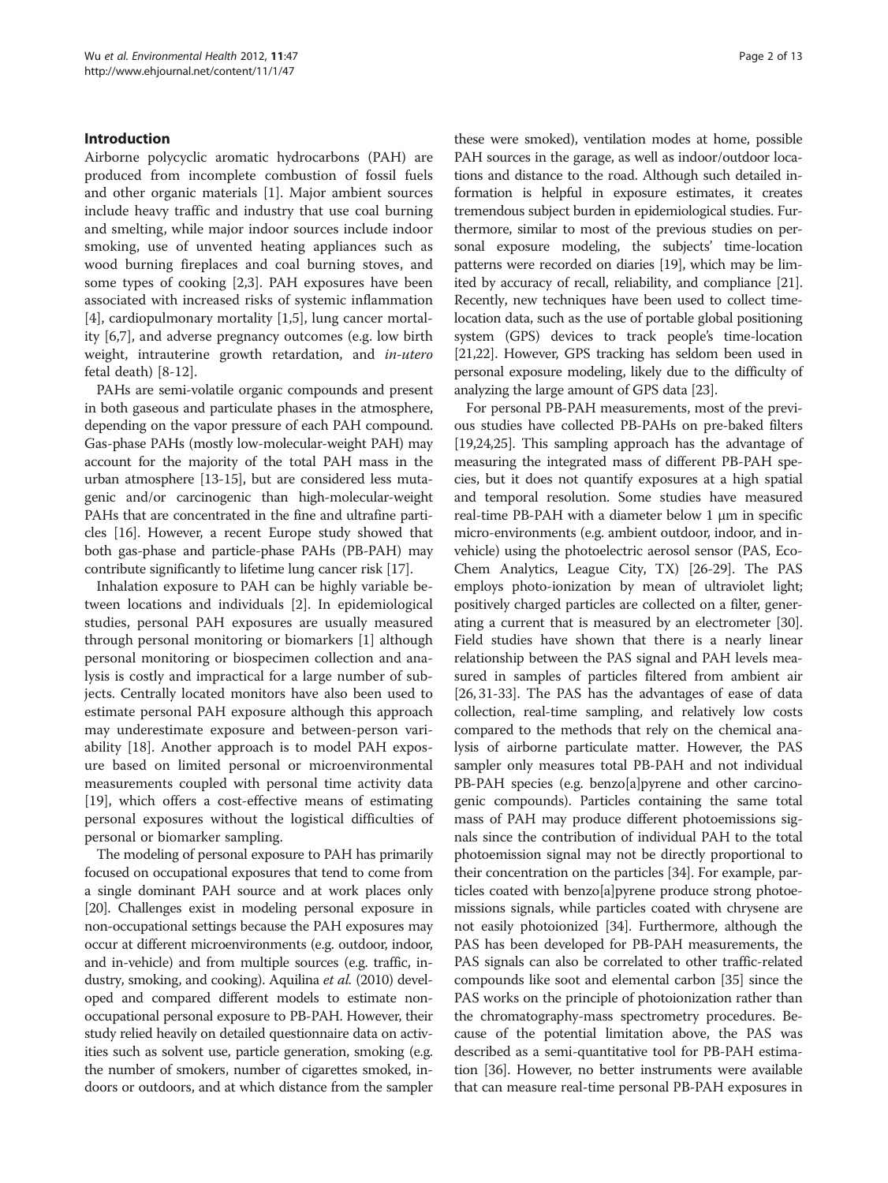## Introduction

Airborne polycyclic aromatic hydrocarbons (PAH) are produced from incomplete combustion of fossil fuels and other organic materials [1]. Major ambient sources include heavy traffic and industry that use coal burning and smelting, while major indoor sources include indoor smoking, use of unvented heating appliances such as wood burning fireplaces and coal burning stoves, and some types of cooking [2,3]. PAH exposures have been associated with increased risks of systemic inflammation [4], cardiopulmonary mortality [1,5], lung cancer mortality [6,7], and adverse pregnancy outcomes (e.g. low birth weight, intrauterine growth retardation, and *in-utero* fetal death) [8-12].

PAHs are semi-volatile organic compounds and present in both gaseous and particulate phases in the atmosphere, depending on the vapor pressure of each PAH compound. Gas-phase PAHs (mostly low-molecular-weight PAH) may account for the majority of the total PAH mass in the urban atmosphere [13-15], but are considered less mutagenic and/or carcinogenic than high-molecular-weight PAHs that are concentrated in the fine and ultrafine particles [16]. However, a recent Europe study showed that both gas-phase and particle-phase PAHs (PB-PAH) may contribute significantly to lifetime lung cancer risk [17].

Inhalation exposure to PAH can be highly variable between locations and individuals [2]. In epidemiological studies, personal PAH exposures are usually measured through personal monitoring or biomarkers [1] although personal monitoring or biospecimen collection and analysis is costly and impractical for a large number of subjects. Centrally located monitors have also been used to estimate personal PAH exposure although this approach may underestimate exposure and between-person variability [18]. Another approach is to model PAH exposure based on limited personal or microenvironmental measurements coupled with personal time activity data [19], which offers a cost-effective means of estimating personal exposures without the logistical difficulties of personal or biomarker sampling.

The modeling of personal exposure to PAH has primarily focused on occupational exposures that tend to come from a single dominant PAH source and at work places only [20]. Challenges exist in modeling personal exposure in non-occupational settings because the PAH exposures may occur at different microenvironments (e.g. outdoor, indoor, and in-vehicle) and from multiple sources (e.g. traffic, industry, smoking, and cooking). Aquilina *et al.* (2010) developed and compared different models to estimate non-occupational personal exposure to PB-PAH. However, their study relied heavily on detailed questionnaire data on activities such as solvent use, particle generation, smoking (e.g. the number of smokers, number of cigarettes smoked, indoors or outdoors, and at which distance from the sampler these were smoked), ventilation modes at home, possible PAH sources in the garage, as well as indoor/outdoor locations and distance to the road. Although such detailed information is helpful in exposure estimates, it creates tremendous subject burden in epidemiological studies. Furthermore, similar to most of the previous studies on personal exposure modeling, the subjects' time-location patterns were recorded on diaries [19], which may be limited by accuracy of recall, reliability, and compliance [21]. Recently, new techniques have been used to collect time-location data, such as the use of portable global positioning system (GPS) devices to track people's time-location [21,22]. However, GPS tracking has seldom been used in personal exposure modeling, likely due to the difficulty of analyzing the large amount of GPS data [23].

For personal PB-PAH measurements, most of the previous studies have collected PB-PAHs on pre-baked filters [19,24,25]. This sampling approach has the advantage of measuring the integrated mass of different PB-PAH species, but it does not quantify exposures at a high spatial and temporal resolution. Some studies have measured real-time PB-PAH with a diameter below 1 μm in specific micro-environments (e.g. ambient outdoor, indoor, and in-vehicle) using the photoelectric aerosol sensor (PAS, EcoChem Analytics, League City, TX) [26-29]. The PAS employs photo-ionization by mean of ultraviolet light; positively charged particles are collected on a filter, generating a current that is measured by an electrometer [30]. Field studies have shown that there is a nearly linear relationship between the PAS signal and PAH levels measured in samples of particles filtered from ambient air [26, 31-33]. The PAS has the advantages of ease of data collection, real-time sampling, and relatively low costs compared to the methods that rely on the chemical analysis of airborne particulate matter. However, the PAS sampler only measures total PB-PAH and not individual PB-PAH species (e.g. benzo[a]pyrene and other carcinogenic compounds). Particles containing the same total mass of PAH may produce different photoemissions signals since the contribution of individual PAH to the total photoemission signal may not be directly proportional to their concentration on the particles [34]. For example, particles coated with benzo[a]pyrene produce strong photoemissions signals, while particles coated with chrysene are not easily photoionized [34]. Furthermore, although the PAS has been developed for PB-PAH measurements, the PAS signals can also be correlated to other traffic-related compounds like soot and elemental carbon [35] since the PAS works on the principle of photoionization rather than the chromatography-mass spectrometry procedures. Because of the potential limitation above, the PAS was described as a semi-quantitative tool for PB-PAH estimation [36]. However, no better instruments were available that can measure real-time personal PB-PAH exposures in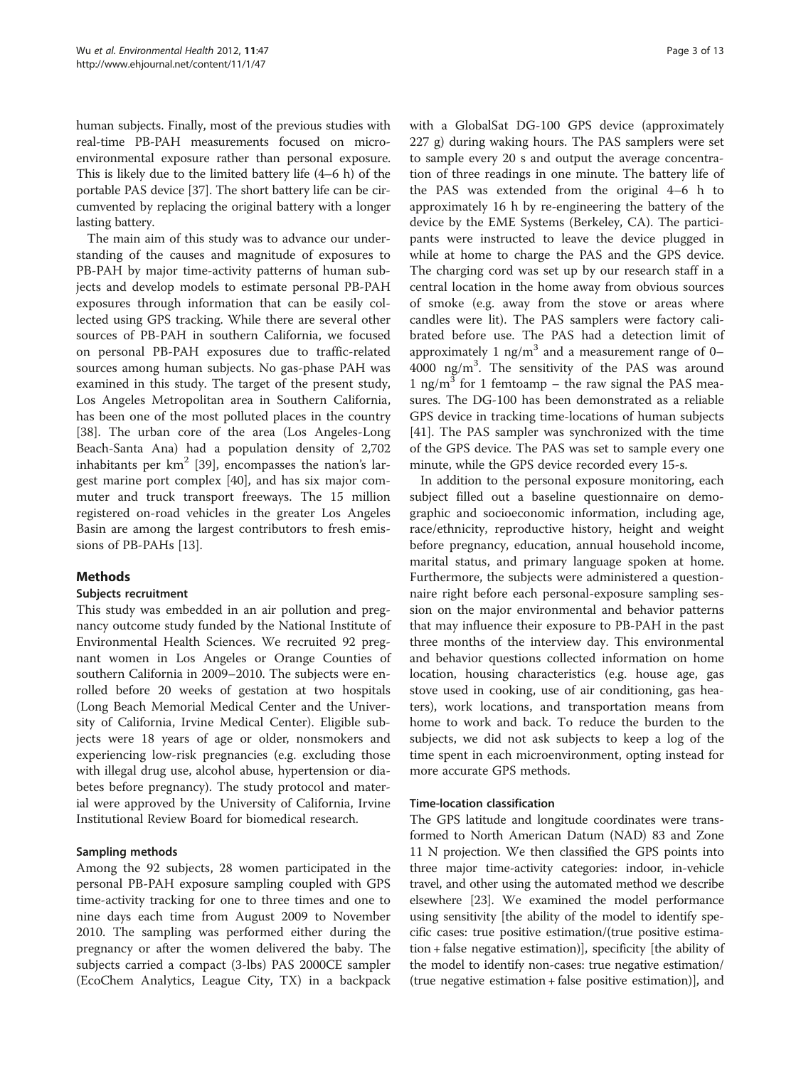human subjects. Finally, most of the previous studies with real-time PB-PAH measurements focused on micro-environmental exposure rather than personal exposure. This is likely due to the limited battery life (4–6 h) of the portable PAS device [37]. The short battery life can be circumvented by replacing the original battery with a longer lasting battery.

The main aim of this study was to advance our understanding of the causes and magnitude of exposures to PB-PAH by major time-activity patterns of human subjects and develop models to estimate personal PB-PAH exposures through information that can be easily collected using GPS tracking. While there are several other sources of PB-PAH in southern California, we focused on personal PB-PAH exposures due to traffic-related sources among human subjects. No gas-phase PAH was examined in this study. The target of the present study, Los Angeles Metropolitan area in Southern California, has been one of the most polluted places in the country [38]. The urban core of the area (Los Angeles-Long Beach-Santa Ana) had a population density of 2,702 inhabitants per $km^2$ [39], encompasses the nation's largest marine port complex [40], and has six major commuter and truck transport freeways. The 15 million registered on-road vehicles in the greater Los Angeles Basin are among the largest contributors to fresh emissions of PB-PAHs [13].

## Methods

### Subjects recruitment

This study was embedded in an air pollution and pregnancy outcome study funded by the National Institute of Environmental Health Sciences. We recruited 92 pregnant women in Los Angeles or Orange Counties of southern California in 2009–2010. The subjects were enrolled before 20 weeks of gestation at two hospitals (Long Beach Memorial Medical Center and the University of California, Irvine Medical Center). Eligible subjects were 18 years of age or older, nonsmokers and experiencing low-risk pregnancies (e.g. excluding those with illegal drug use, alcohol abuse, hypertension or diabetes before pregnancy). The study protocol and material were approved by the University of California, Irvine Institutional Review Board for biomedical research.

### Sampling methods

Among the 92 subjects, 28 women participated in the personal PB-PAH exposure sampling coupled with GPS time-activity tracking for one to three times and one to nine days each time from August 2009 to November 2010. The sampling was performed either during the pregnancy or after the women delivered the baby. The subjects carried a compact (3-lbs) PAS 2000CE sampler (EcoChem Analytics, League City, TX) in a backpack with a GlobalSat DG-100 GPS device (approximately 227 g) during waking hours. The PAS samplers were set to sample every 20 s and output the average concentration of three readings in one minute. The battery life of the PAS was extended from the original 4–6 h to approximately 16 h by re-engineering the battery of the device by the EME Systems (Berkeley, CA). The participants were instructed to leave the device plugged in while at home to charge the PAS and the GPS device. The charging cord was set up by our research staff in a central location in the home away from obvious sources of smoke (e.g. away from the stove or areas where candles were lit). The PAS samplers were factory calibrated before use. The PAS had a detection limit of approximately 1 $ng/m^3$ and a measurement range of 0–4000 $ng/m^3$. The sensitivity of the PAS was around 1 $ng/m^3$ for 1 femtoamp – the raw signal the PAS measures. The DG-100 has been demonstrated as a reliable GPS device in tracking time-locations of human subjects [41]. The PAS sampler was synchronized with the time of the GPS device. The PAS was set to sample every one minute, while the GPS device recorded every 15-s.

In addition to the personal exposure monitoring, each subject filled out a baseline questionnaire on demographic and socioeconomic information, including age, race/ethnicity, reproductive history, height and weight before pregnancy, education, annual household income, marital status, and primary language spoken at home. Furthermore, the subjects were administered a questionnaire right before each personal-exposure sampling session on the major environmental and behavior patterns that may influence their exposure to PB-PAH in the past three months of the interview day. This environmental and behavior questions collected information on home location, housing characteristics (e.g. house age, gas stove used in cooking, use of air conditioning, gas heaters), work locations, and transportation means from home to work and back. To reduce the burden to the subjects, we did not ask subjects to keep a log of the time spent in each microenvironment, opting instead for more accurate GPS methods.

### Time-location classification

The GPS latitude and longitude coordinates were transformed to North American Datum (NAD) 83 and Zone 11 N projection. We then classified the GPS points into three major time-activity categories: indoor, in-vehicle travel, and other using the automated method we describe elsewhere [23]. We examined the model performance using sensitivity [the ability of the model to identify specific cases: true positive estimation/(true positive estimation + false negative estimation)], specificity [the ability of the model to identify non-cases: true negative estimation/(true negative estimation + false positive estimation)], and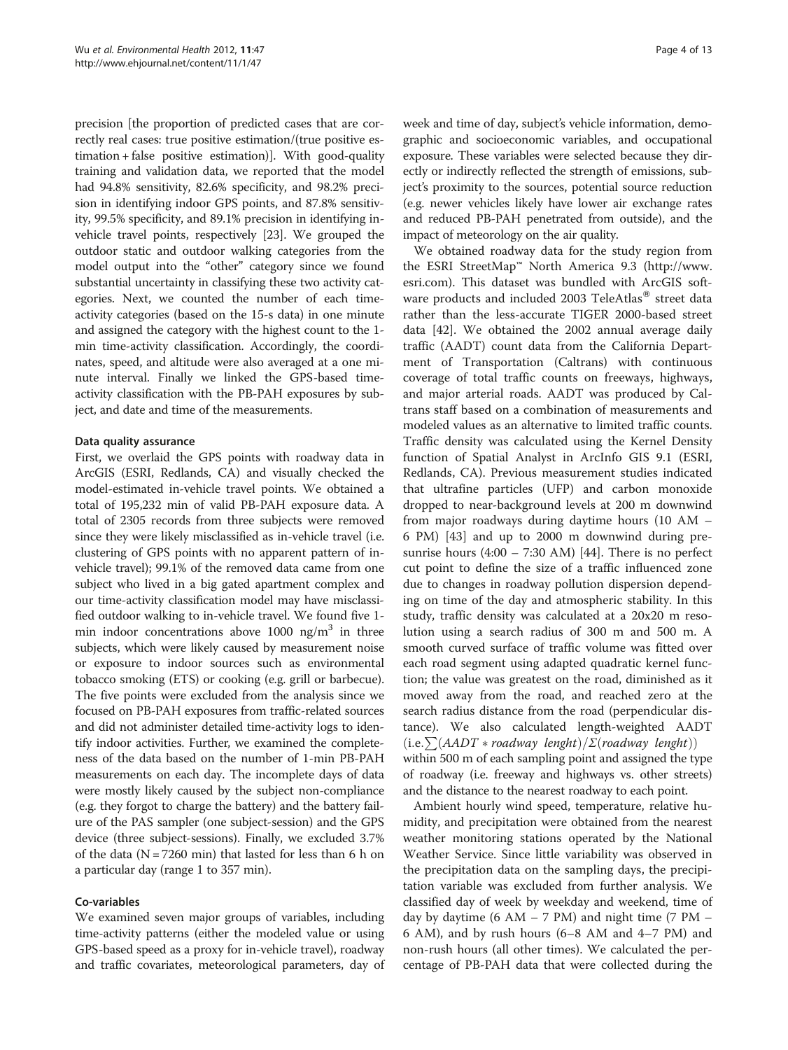precision [the proportion of predicted cases that are correctly real cases: true positive estimation/(true positive estimation + false positive estimation)]. With good-quality training and validation data, we reported that the model had 94.8% sensitivity, 82.6% specificity, and 98.2% precision in identifying indoor GPS points, and 87.8% sensitivity, 99.5% specificity, and 89.1% precision in identifying in-vehicle travel points, respectively [23]. We grouped the outdoor static and outdoor walking categories from the model output into the "other" category since we found substantial uncertainty in classifying these two activity categories. Next, we counted the number of each time-activity categories (based on the 15-s data) in one minute and assigned the category with the highest count to the 1-min time-activity classification. Accordingly, the coordinates, speed, and altitude were also averaged at a one minute interval. Finally we linked the GPS-based time-activity classification with the PB-PAH exposures by subject, and date and time of the measurements.

#### Data quality assurance

First, we overlaid the GPS points with roadway data in ArcGIS (ESRI, Redlands, CA) and visually checked the model-estimated in-vehicle travel points. We obtained a total of 195,232 min of valid PB-PAH exposure data. A total of 2305 records from three subjects were removed since they were likely misclassified as in-vehicle travel (i.e. clustering of GPS points with no apparent pattern of in-vehicle travel); 99.1% of the removed data came from one subject who lived in a big gated apartment complex and our time-activity classification model may have misclassified outdoor walking to in-vehicle travel. We found five 1-min indoor concentrations above 1000 ng/m$^3$ in three subjects, which were likely caused by measurement noise or exposure to indoor sources such as environmental tobacco smoking (ETS) or cooking (e.g. grill or barbecue). The five points were excluded from the analysis since we focused on PB-PAH exposures from traffic-related sources and did not administer detailed time-activity logs to identify indoor activities. Further, we examined the completeness of the data based on the number of 1-min PB-PAH measurements on each day. The incomplete days of data were mostly likely caused by the subject non-compliance (e.g. they forgot to charge the battery) and the battery failure of the PAS sampler (one subject-session) and the GPS device (three subject-sessions). Finally, we excluded 3.7% of the data (N = 7260 min) that lasted for less than 6 h on a particular day (range 1 to 357 min).

#### Co-variables

We examined seven major groups of variables, including time-activity patterns (either the modeled value or using GPS-based speed as a proxy for in-vehicle travel), roadway and traffic covariates, meteorological parameters, day of week and time of day, subject's vehicle information, demographic and socioeconomic variables, and occupational exposure. These variables were selected because they directly or indirectly reflected the strength of emissions, subject's proximity to the sources, potential source reduction (e.g. newer vehicles likely have lower air exchange rates and reduced PB-PAH penetrated from outside), and the impact of meteorology on the air quality.

We obtained roadway data for the study region from the ESRI StreetMap™ North America 9.3 (http://www.esri.com). This dataset was bundled with ArcGIS software products and included 2003 TeleAtlas® street data rather than the less-accurate TIGER 2000-based street data [42]. We obtained the 2002 annual average daily traffic (AADT) count data from the California Department of Transportation (Caltrans) with continuous coverage of total traffic counts on freeways, highways, and major arterial roads. AADT was produced by Caltrans staff based on a combination of measurements and modeled values as an alternative to limited traffic counts. Traffic density was calculated using the Kernel Density function of Spatial Analyst in ArcInfo GIS 9.1 (ESRI, Redlands, CA). Previous measurement studies indicated that ultrafine particles (UFP) and carbon monoxide dropped to near-background levels at 200 m downwind from major roadways during daytime hours (10 AM – 6 PM) [43] and up to 2000 m downwind during pre-sunrise hours (4:00 – 7:30 AM) [44]. There is no perfect cut point to define the size of a traffic influenced zone due to changes in roadway pollution dispersion depending on time of the day and atmospheric stability. In this study, traffic density was calculated at a 20x20 m resolution using a search radius of 300 m and 500 m. A smooth curved surface of traffic volume was fitted over each road segment using adapted quadratic kernel function; the value was greatest on the road, diminished as it moved away from the road, and reached zero at the search radius distance from the road (perpendicular distance). We also calculated length-weighted AADT (i.e. $\sum(AADT * roadway\ lenght)/\Sigma(roadway\ lenght)$) within 500 m of each sampling point and assigned the type of roadway (i.e. freeway and highways vs. other streets) and the distance to the nearest roadway to each point.

Ambient hourly wind speed, temperature, relative humidity, and precipitation were obtained from the nearest weather monitoring stations operated by the National Weather Service. Since little variability was observed in the precipitation data on the sampling days, the precipitation variable was excluded from further analysis. We classified day of week by weekday and weekend, time of day by daytime (6 AM – 7 PM) and night time (7 PM – 6 AM), and by rush hours (6–8 AM and 4–7 PM) and non-rush hours (all other times). We calculated the percentage of PB-PAH data that were collected during the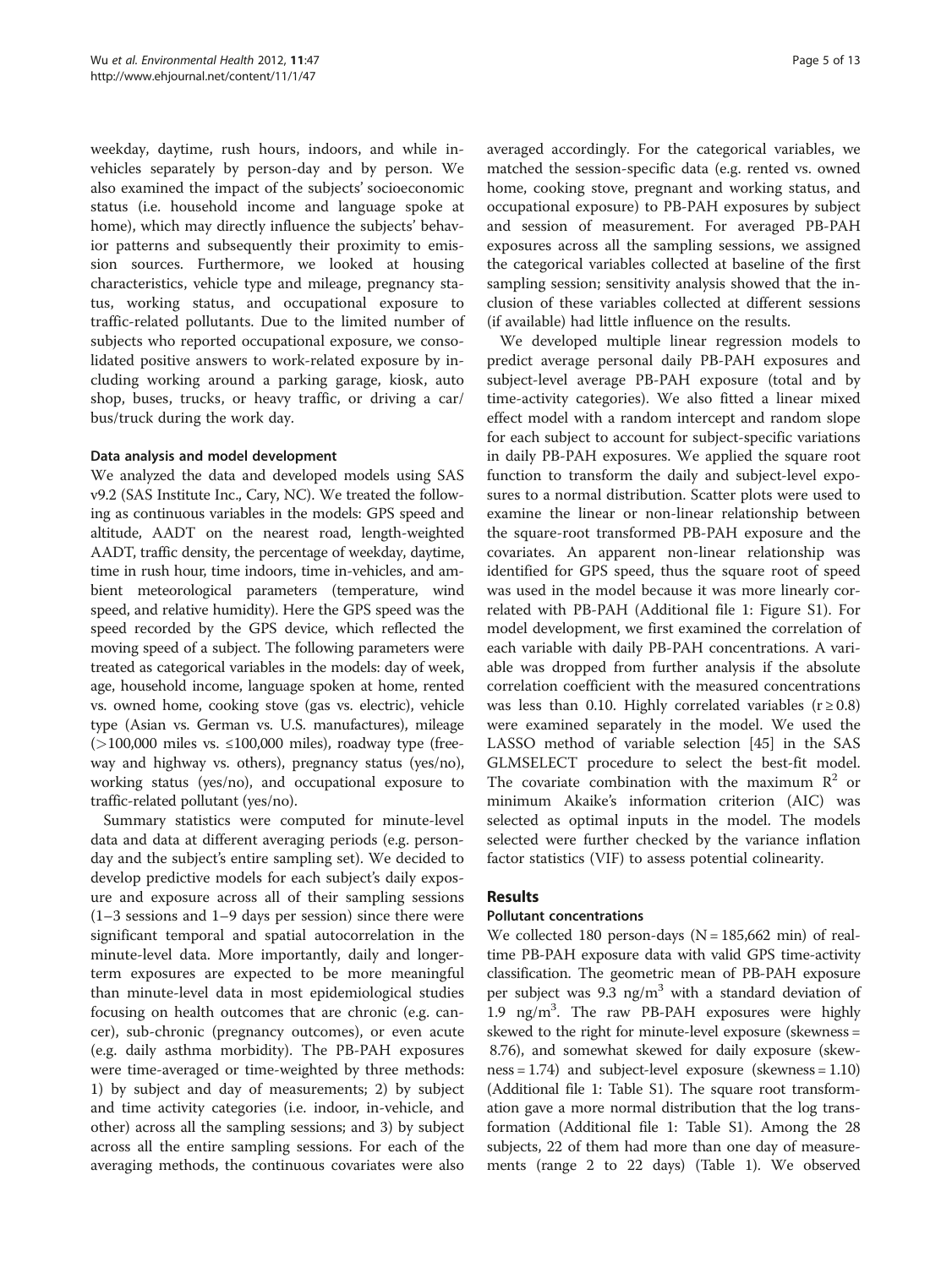weekday, daytime, rush hours, indoors, and while in-vehicles separately by person-day and by person. We also examined the impact of the subjects' socioeconomic status (i.e. household income and language spoke at home), which may directly influence the subjects' behavior patterns and subsequently their proximity to emission sources. Furthermore, we looked at housing characteristics, vehicle type and mileage, pregnancy status, working status, and occupational exposure to traffic-related pollutants. Due to the limited number of subjects who reported occupational exposure, we consolidated positive answers to work-related exposure by including working around a parking garage, kiosk, auto shop, buses, trucks, or heavy traffic, or driving a car/bus/truck during the work day.

### Data analysis and model development

We analyzed the data and developed models using SAS v9.2 (SAS Institute Inc., Cary, NC). We treated the following as continuous variables in the models: GPS speed and altitude, AADT on the nearest road, length-weighted AADT, traffic density, the percentage of weekday, daytime, time in rush hour, time indoors, time in-vehicles, and ambient meteorological parameters (temperature, wind speed, and relative humidity). Here the GPS speed was the speed recorded by the GPS device, which reflected the moving speed of a subject. The following parameters were treated as categorical variables in the models: day of week, age, household income, language spoken at home, rented vs. owned home, cooking stove (gas vs. electric), vehicle type (Asian vs. German vs. U.S. manufactures), mileage (>100,000 miles vs. ≤100,000 miles), roadway type (freeway and highway vs. others), pregnancy status (yes/no), working status (yes/no), and occupational exposure to traffic-related pollutant (yes/no).

Summary statistics were computed for minute-level data and data at different averaging periods (e.g. person-day and the subject's entire sampling set). We decided to develop predictive models for each subject's daily exposure and exposure across all of their sampling sessions (1–3 sessions and 1–9 days per session) since there were significant temporal and spatial autocorrelation in the minute-level data. More importantly, daily and longer-term exposures are expected to be more meaningful than minute-level data in most epidemiological studies focusing on health outcomes that are chronic (e.g. cancer), sub-chronic (pregnancy outcomes), or even acute (e.g. daily asthma morbidity). The PB-PAH exposures were time-averaged or time-weighted by three methods: 1) by subject and day of measurements; 2) by subject and time activity categories (i.e. indoor, in-vehicle, and other) across all the sampling sessions; and 3) by subject across all the entire sampling sessions. For each of the averaging methods, the continuous covariates were also averaged accordingly. For the categorical variables, we matched the session-specific data (e.g. rented vs. owned home, cooking stove, pregnant and working status, and occupational exposure) to PB-PAH exposures by subject and session of measurement. For averaged PB-PAH exposures across all the sampling sessions, we assigned the categorical variables collected at baseline of the first sampling session; sensitivity analysis showed that the inclusion of these variables collected at different sessions (if available) had little influence on the results.

We developed multiple linear regression models to predict average personal daily PB-PAH exposures and subject-level average PB-PAH exposure (total and by time-activity categories). We also fitted a linear mixed effect model with a random intercept and random slope for each subject to account for subject-specific variations in daily PB-PAH exposures. We applied the square root function to transform the daily and subject-level exposures to a normal distribution. Scatter plots were used to examine the linear or non-linear relationship between the square-root transformed PB-PAH exposure and the covariates. An apparent non-linear relationship was identified for GPS speed, thus the square root of speed was used in the model because it was more linearly correlated with PB-PAH (Additional file 1: Figure S1). For model development, we first examined the correlation of each variable with daily PB-PAH concentrations. A variable was dropped from further analysis if the absolute correlation coefficient with the measured concentrations was less than 0.10. Highly correlated variables ($r \geq 0.8$) were examined separately in the model. We used the LASSO method of variable selection [45] in the SAS GLMSELECT procedure to select the best-fit model. The covariate combination with the maximum $R^2$ or minimum Akaike's information criterion (AIC) was selected as optimal inputs in the model. The models selected were further checked by the variance inflation factor statistics (VIF) to assess potential colinearity.

## Results

### Pollutant concentrations

We collected 180 person-days (N = 185,662 min) of real-time PB-PAH exposure data with valid GPS time-activity classification. The geometric mean of PB-PAH exposure per subject was 9.3 ng/m$^3$ with a standard deviation of 1.9 ng/m$^3$. The raw PB-PAH exposures were highly skewed to the right for minute-level exposure (skewness = 8.76), and somewhat skewed for daily exposure (skewness = 1.74) and subject-level exposure (skewness = 1.10) (Additional file 1: Table S1). The square root transformation gave a more normal distribution that the log transformation (Additional file 1: Table S1). Among the 28 subjects, 22 of them had more than one day of measurements (range 2 to 22 days) (Table 1). We observed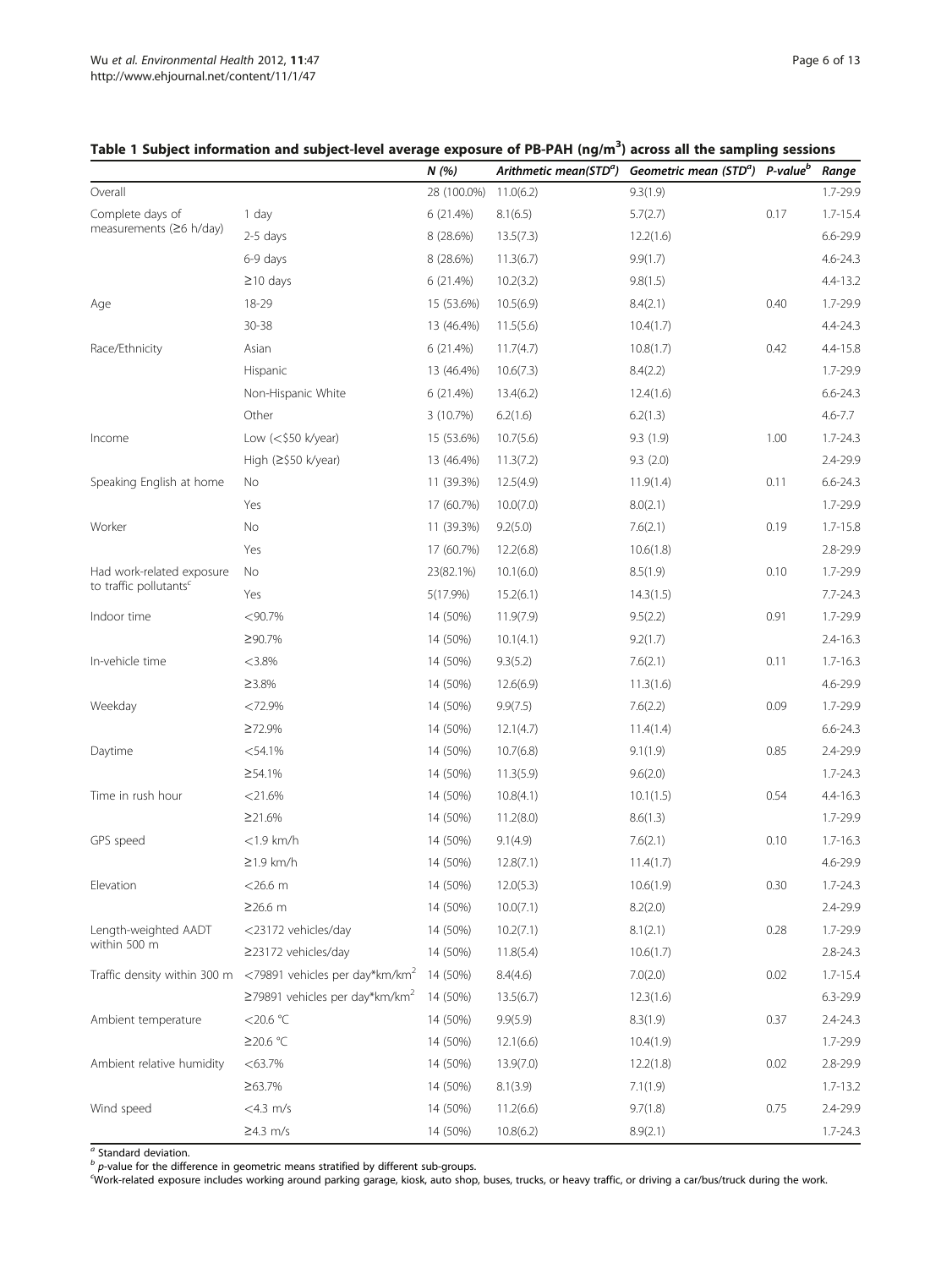**Table 1 Subject information and subject-level average exposure of PB-PAH (ng/m$^3$) across all the sampling sessions**

| | | N (%) | Arithmetic mean(STD[a]) | Geometric mean (STD[a]) | P-value[b] | Range |
|---|---|---|---|---|---|---|
| Overall | | 28 (100.0%) | 11.0(6.2) | 9.3(1.9) | | 1.7-29.9 |
| Complete days of measurements (≥6 h/day) | 1 day | 6 (21.4%) | 8.1(6.5) | 5.7(2.7) | 0.17 | 1.7-15.4 |
| | 2-5 days | 8 (28.6%) | 13.5(7.3) | 12.2(1.6) | | 6.6-29.9 |
| | 6-9 days | 8 (28.6%) | 11.3(6.7) | 9.9(1.7) | | 4.6-24.3 |
| | ≥10 days | 6 (21.4%) | 10.2(3.2) | 9.8(1.5) | | 4.4-13.2 |
| Age | 18-29 | 15 (53.6%) | 10.5(6.9) | 8.4(2.1) | 0.40 | 1.7-29.9 |
| | 30-38 | 13 (46.4%) | 11.5(5.6) | 10.4(1.7) | | 4.4-24.3 |
| Race/Ethnicity | Asian | 6 (21.4%) | 11.7(4.7) | 10.8(1.7) | 0.42 | 4.4-15.8 |
| | Hispanic | 13 (46.4%) | 10.6(7.3) | 8.4(2.2) | | 1.7-29.9 |
| | Non-Hispanic White | 6 (21.4%) | 13.4(6.2) | 12.4(1.6) | | 6.6-24.3 |
| | Other | 3 (10.7%) | 6.2(1.6) | 6.2(1.3) | | 4.6-7.7 |
| Income | Low (<$50 k/year) | 15 (53.6%) | 10.7(5.6) | 9.3 (1.9) | 1.00 | 1.7-24.3 |
| | High (≥$50 k/year) | 13 (46.4%) | 11.3(7.2) | 9.3 (2.0) | | 2.4-29.9 |
| Speaking English at home | No | 11 (39.3%) | 12.5(4.9) | 11.9(1.4) | 0.11 | 6.6-24.3 |
| | Yes | 17 (60.7%) | 10.0(7.0) | 8.0(2.1) | | 1.7-29.9 |
| Worker | No | 11 (39.3%) | 9.2(5.0) | 7.6(2.1) | 0.19 | 1.7-15.8 |
| | Yes | 17 (60.7%) | 12.2(6.8) | 10.6(1.8) | | 2.8-29.9 |
| Had work-related exposure to traffic pollutants[c] | No | 23(82.1%) | 10.1(6.0) | 8.5(1.9) | 0.10 | 1.7-29.9 |
| | Yes | 5(17.9%) | 15.2(6.1) | 14.3(1.5) | | 7.7-24.3 |
| Indoor time | <90.7% | 14 (50%) | 11.9(7.9) | 9.5(2.2) | 0.91 | 1.7-29.9 |
| | ≥90.7% | 14 (50%) | 10.1(4.1) | 9.2(1.7) | | 2.4-16.3 |
| In-vehicle time | <3.8% | 14 (50%) | 9.3(5.2) | 7.6(2.1) | 0.11 | 1.7-16.3 |
| | ≥3.8% | 14 (50%) | 12.6(6.9) | 11.3(1.6) | | 4.6-29.9 |
| Weekday | <72.9% | 14 (50%) | 9.9(7.5) | 7.6(2.2) | 0.09 | 1.7-29.9 |
| | ≥72.9% | 14 (50%) | 12.1(4.7) | 11.4(1.4) | | 6.6-24.3 |
| Daytime | <54.1% | 14 (50%) | 10.7(6.8) | 9.1(1.9) | 0.85 | 2.4-29.9 |
| | ≥54.1% | 14 (50%) | 11.3(5.9) | 9.6(2.0) | | 1.7-24.3 |
| Time in rush hour | <21.6% | 14 (50%) | 10.8(4.1) | 10.1(1.5) | 0.54 | 4.4-16.3 |
| | ≥21.6% | 14 (50%) | 11.2(8.0) | 8.6(1.3) | | 1.7-29.9 |
| GPS speed | <1.9 km/h | 14 (50%) | 9.1(4.9) | 7.6(2.1) | 0.10 | 1.7-16.3 |
| | ≥1.9 km/h | 14 (50%) | 12.8(7.1) | 11.4(1.7) | | 4.6-29.9 |
| Elevation | <26.6 m | 14 (50%) | 12.0(5.3) | 10.6(1.9) | 0.30 | 1.7-24.3 |
| | ≥26.6 m | 14 (50%) | 10.0(7.1) | 8.2(2.0) | | 2.4-29.9 |
| Length-weighted AADT within 500 m | <23172 vehicles/day | 14 (50%) | 10.2(7.1) | 8.1(2.1) | 0.28 | 1.7-29.9 |
| | ≥23172 vehicles/day | 14 (50%) | 11.8(5.4) | 10.6(1.7) | | 2.8-24.3 |
| Traffic density within 300 m | <79891 vehicles per day*km/km$^2$ | 14 (50%) | 8.4(4.6) | 7.0(2.0) | 0.02 | 1.7-15.4 |
| | ≥79891 vehicles per day*km/km$^2$ | 14 (50%) | 13.5(6.7) | 12.3(1.6) | | 6.3-29.9 |
| Ambient temperature | <20.6 °C | 14 (50%) | 9.9(5.9) | 8.3(1.9) | 0.37 | 2.4-24.3 |
| | ≥20.6 °C | 14 (50%) | 12.1(6.6) | 10.4(1.9) | | 1.7-29.9 |
| Ambient relative humidity | <63.7% | 14 (50%) | 13.9(7.0) | 12.2(1.8) | 0.02 | 2.8-29.9 |
| | ≥63.7% | 14 (50%) | 8.1(3.9) | 7.1(1.9) | | 1.7-13.2 |
| Wind speed | <4.3 m/s | 14 (50%) | 11.2(6.6) | 9.7(1.8) | 0.75 | 2.4-29.9 |
| | ≥4.3 m/s | 14 (50%) | 10.8(6.2) | 8.9(2.1) | | 1.7-24.3 |

[a] Standard deviation.
[b] *p*-value for the difference in geometric means stratified by different sub-groups.
[c] Work-related exposure includes working around parking garage, kiosk, auto shop, buses, trucks, or heavy traffic, or driving a car/bus/truck during the work.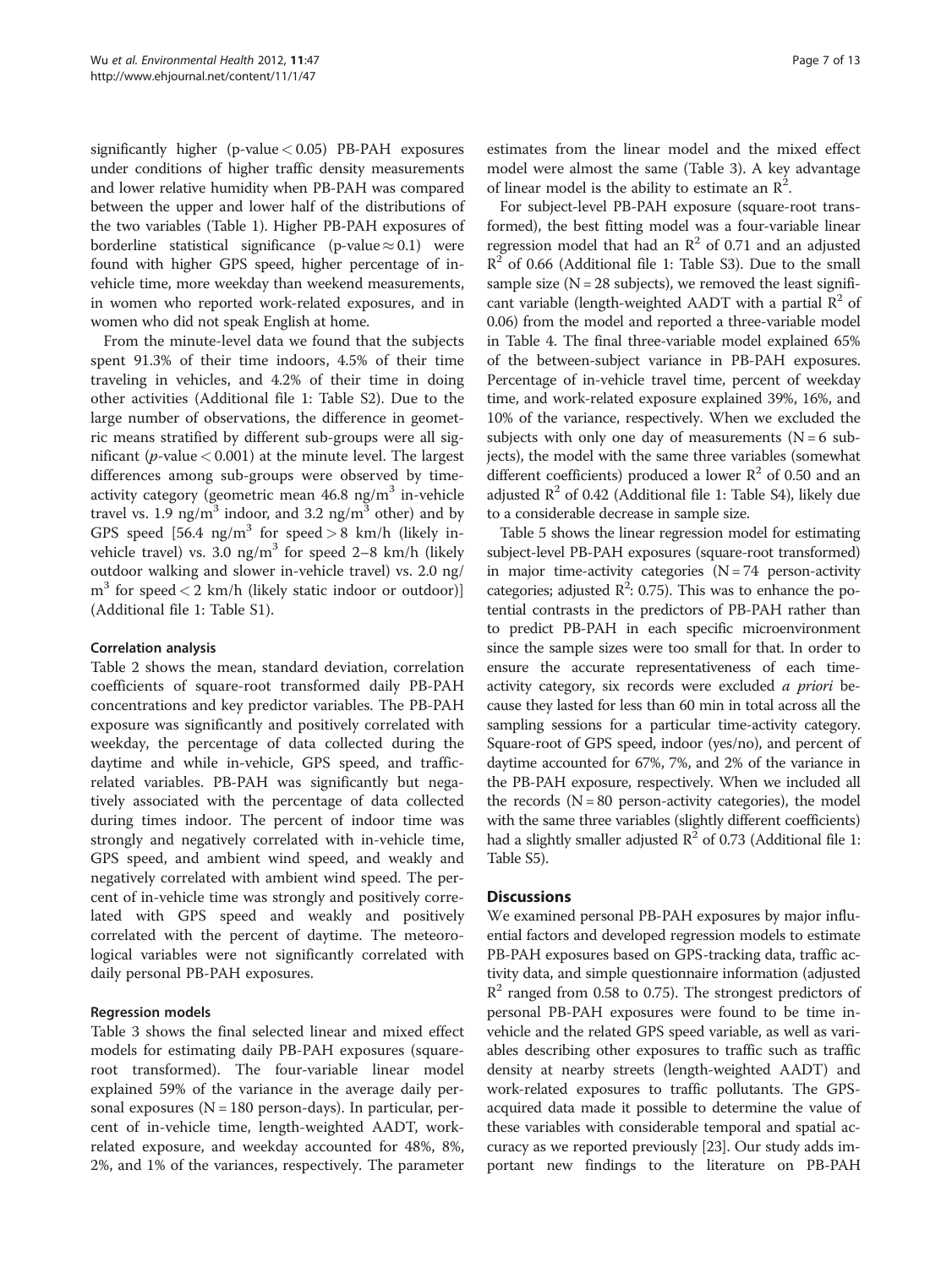significantly higher (p-value < 0.05) PB-PAH exposures under conditions of higher traffic density measurements and lower relative humidity when PB-PAH was compared between the upper and lower half of the distributions of the two variables (Table 1). Higher PB-PAH exposures of borderline statistical significance (p-value ≈ 0.1) were found with higher GPS speed, higher percentage of in-vehicle time, more weekday than weekend measurements, in women who reported work-related exposures, and in women who did not speak English at home.

From the minute-level data we found that the subjects spent 91.3% of their time indoors, 4.5% of their time traveling in vehicles, and 4.2% of their time in doing other activities (Additional file 1: Table S2). Due to the large number of observations, the difference in geometric means stratified by different sub-groups were all significant (*p*-value < 0.001) at the minute level. The largest differences among sub-groups were observed by time-activity category (geometric mean 46.8 ng/$m^3$ in-vehicle travel vs. 1.9 ng/$m^3$ indoor, and 3.2 ng/$m^3$ other) and by GPS speed [56.4 ng/$m^3$ for speed > 8 km/h (likely in-vehicle travel) vs. 3.0 ng/$m^3$ for speed 2–8 km/h (likely outdoor walking and slower in-vehicle travel) vs. 2.0 ng/$m^3$ for speed < 2 km/h (likely static indoor or outdoor)] (Additional file 1: Table S1).

### Correlation analysis

Table 2 shows the mean, standard deviation, correlation coefficients of square-root transformed daily PB-PAH concentrations and key predictor variables. The PB-PAH exposure was significantly and positively correlated with weekday, the percentage of data collected during the daytime and while in-vehicle, GPS speed, and traffic-related variables. PB-PAH was significantly but negatively associated with the percentage of data collected during times indoor. The percent of indoor time was strongly and negatively correlated with in-vehicle time, GPS speed, and ambient wind speed, and weakly and negatively correlated with ambient wind speed. The percent of in-vehicle time was strongly and positively correlated with GPS speed and weakly and positively correlated with the percent of daytime. The meteorological variables were not significantly correlated with daily personal PB-PAH exposures.

### Regression models

Table 3 shows the final selected linear and mixed effect models for estimating daily PB-PAH exposures (square-root transformed). The four-variable linear model explained 59% of the variance in the average daily personal exposures (N = 180 person-days). In particular, percent of in-vehicle time, length-weighted AADT, work-related exposure, and weekday accounted for 48%, 8%, 2%, and 1% of the variances, respectively. The parameter estimates from the linear model and the mixed effect model were almost the same (Table 3). A key advantage of linear model is the ability to estimate an $R^2$.

For subject-level PB-PAH exposure (square-root transformed), the best fitting model was a four-variable linear regression model that had an $R^2$ of 0.71 and an adjusted $R^2$ of 0.66 (Additional file 1: Table S3). Due to the small sample size (N = 28 subjects), we removed the least significant variable (length-weighted AADT with a partial $R^2$ of 0.06) from the model and reported a three-variable model in Table 4. The final three-variable model explained 65% of the between-subject variance in PB-PAH exposures. Percentage of in-vehicle travel time, percent of weekday time, and work-related exposure explained 39%, 16%, and 10% of the variance, respectively. When we excluded the subjects with only one day of measurements (N = 6 subjects), the model with the same three variables (somewhat different coefficients) produced a lower $R^2$ of 0.50 and an adjusted $R^2$ of 0.42 (Additional file 1: Table S4), likely due to a considerable decrease in sample size.

Table 5 shows the linear regression model for estimating subject-level PB-PAH exposures (square root transformed) in major time-activity categories (N = 74 person-activity categories; adjusted $R^2$: 0.75). This was to enhance the potential contrasts in the predictors of PB-PAH rather than to predict PB-PAH in each specific microenvironment since the sample sizes were too small for that. In order to ensure the accurate representativeness of each time-activity category, six records were excluded *a priori* because they lasted for less than 60 min in total across all the sampling sessions for a particular time-activity category. Square-root of GPS speed, indoor (yes/no), and percent of daytime accounted for 67%, 7%, and 2% of the variance in the PB-PAH exposure, respectively. When we included all the records (N = 80 person-activity categories), the model with the same three variables (slightly different coefficients) had a slightly smaller adjusted $R^2$ of 0.73 (Additional file 1: Table S5).

## Discussions

We examined personal PB-PAH exposures by major influential factors and developed regression models to estimate PB-PAH exposures based on GPS-tracking data, traffic activity data, and simple questionnaire information (adjusted $R^2$ ranged from 0.58 to 0.75). The strongest predictors of personal PB-PAH exposures were found to be time in-vehicle and the related GPS speed variable, as well as variables describing other exposures to traffic such as traffic density at nearby streets (length-weighted AADT) and work-related exposures to traffic pollutants. The GPS-acquired data made it possible to determine the value of these variables with considerable temporal and spatial accuracy as we reported previously [23]. Our study adds important new findings to the literature on PB-PAH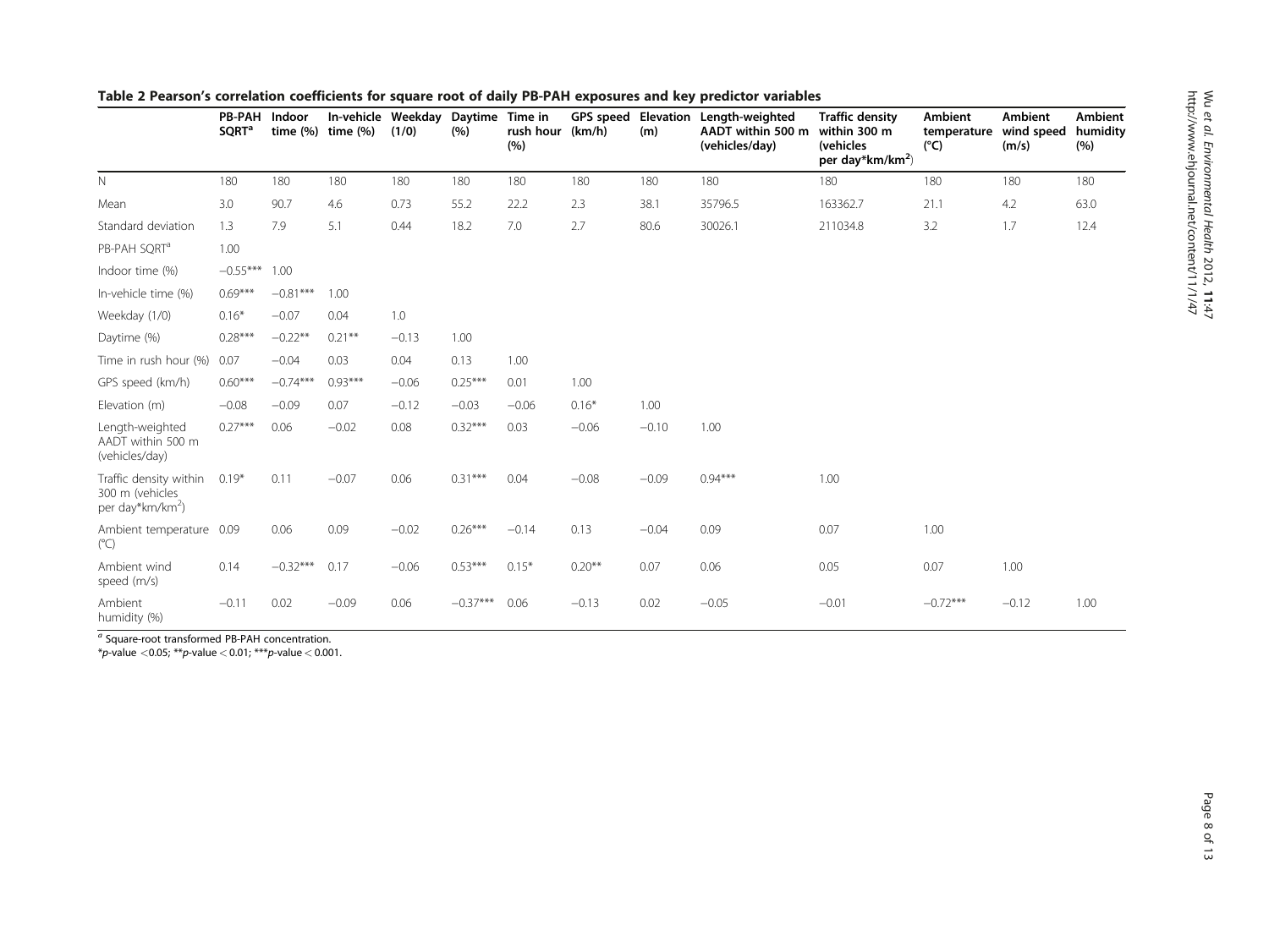**Table 2 Pearson's correlation coefficients for square root of daily PB-PAH exposures and key predictor variables**

| | PB-PAH SQRT[a] | Indoor time (%) | In-vehicle time (%) | Weekday (1/0) | Daytime (%) | Time in rush hour (%) | GPS speed (km/h) | Elevation (m) | Length-weighted AADT within 500 m (vehicles/day) | Traffic density within 300 m (vehicles per day*km/km$^2$) | Ambient temperature (°C) | Ambient wind speed (m/s) | Ambient humidity (%) |
|---|---|---|---|---|---|---|---|---|---|---|---|---|---|
| N | 180 | 180 | 180 | 180 | 180 | 180 | 180 | 180 | 180 | 180 | 180 | 180 | 180 |
| Mean | 3.0 | 90.7 | 4.6 | 0.73 | 55.2 | 22.2 | 2.3 | 38.1 | 35796.5 | 163362.7 | 21.1 | 4.2 | 63.0 |
| Standard deviation | 1.3 | 7.9 | 5.1 | 0.44 | 18.2 | 7.0 | 2.7 | 80.6 | 30026.1 | 211034.8 | 3.2 | 1.7 | 12.4 |
| PB-PAH SQRT[a] | 1.00 | | | | | | | | | | | | |
| Indoor time (%) | −0.55*** | 1.00 | | | | | | | | | | | |
| In-vehicle time (%) | 0.69*** | −0.81*** | 1.00 | | | | | | | | | | |
| Weekday (1/0) | 0.16* | −0.07 | 0.04 | 1.0 | | | | | | | | | |
| Daytime (%) | 0.28*** | −0.22** | 0.21** | −0.13 | 1.00 | | | | | | | | |
| Time in rush hour (%) | 0.07 | −0.04 | 0.03 | 0.04 | 0.13 | 1.00 | | | | | | | |
| GPS speed (km/h) | 0.60*** | −0.74*** | 0.93*** | −0.06 | 0.25*** | 0.01 | 1.00 | | | | | | |
| Elevation (m) | −0.08 | −0.09 | 0.07 | −0.12 | −0.03 | −0.06 | 0.16* | 1.00 | | | | | |
| Length-weighted AADT within 500 m (vehicles/day) | 0.27*** | 0.06 | −0.02 | 0.08 | 0.32*** | 0.03 | −0.06 | −0.10 | 1.00 | | | | |
| Traffic density within 300 m (vehicles per day*km/km$^2$) | 0.19* | 0.11 | −0.07 | 0.06 | 0.31*** | 0.04 | −0.08 | −0.09 | 0.94*** | 1.00 | | | |
| Ambient temperature (°C) | 0.09 | 0.06 | 0.09 | −0.02 | 0.26*** | −0.14 | 0.13 | −0.04 | 0.09 | 0.07 | 1.00 | | |
| Ambient wind speed (m/s) | 0.14 | −0.32*** | 0.17 | −0.06 | 0.53*** | 0.15* | 0.20** | 0.07 | 0.06 | 0.05 | 0.07 | 1.00 | |
| Ambient humidity (%) | −0.11 | 0.02 | −0.09 | 0.06 | −0.37*** | 0.06 | −0.13 | 0.02 | −0.05 | −0.01 | −0.72*** | −0.12 | 1.00 |

[a] Square-root transformed PB-PAH concentration.

*p-value <0.05; **p-value < 0.01; ***p-value < 0.001.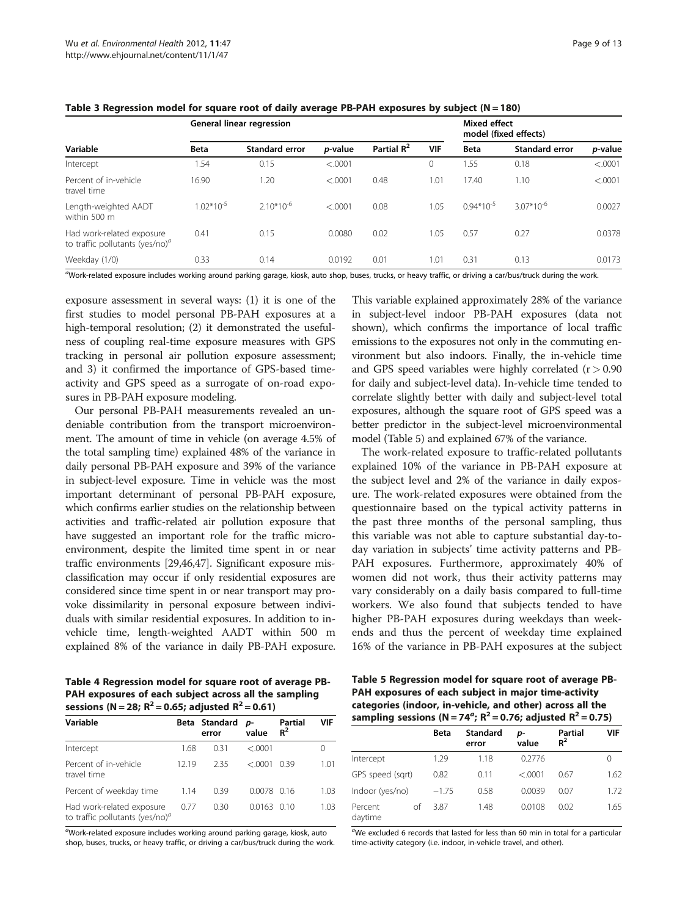**Table 3 Regression model for square root of daily average PB-PAH exposures by subject (N = 180)**

| Variable | General linear regression | | | | | Mixed effect model (fixed effects) | | |
|---|---|---|---|---|---|---|---|---|
| | Beta | Standard error | *p*-value | Partial $R^2$ | VIF | Beta | Standard error | *p*-value |
| Intercept | 1.54 | 0.15 | <.0001 | | 0 | 1.55 | 0.18 | <.0001 |
| Percent of in-vehicle travel time | 16.90 | 1.20 | <.0001 | 0.48 | 1.01 | 17.40 | 1.10 | <.0001 |
| Length-weighted AADT within 500 m | $1.02*10^{-5}$ | $2.10*10^{-6}$ | <.0001 | 0.08 | 1.05 | $0.94*10^{-5}$ | $3.07*10^{-6}$ | 0.0027 |
| Had work-related exposure to traffic pollutants (yes/no)[a] | 0.41 | 0.15 | 0.0080 | 0.02 | 1.05 | 0.57 | 0.27 | 0.0378 |
| Weekday (1/0) | 0.33 | 0.14 | 0.0192 | 0.01 | 1.01 | 0.31 | 0.13 | 0.0173 |

[a]Work-related exposure includes working around parking garage, kiosk, auto shop, buses, trucks, or heavy traffic, or driving a car/bus/truck during the work.

exposure assessment in several ways: (1) it is one of the first studies to model personal PB-PAH exposures at a high-temporal resolution; (2) it demonstrated the usefulness of coupling real-time exposure measures with GPS tracking in personal air pollution exposure assessment; and 3) it confirmed the importance of GPS-based time-activity and GPS speed as a surrogate of on-road exposures in PB-PAH exposure modeling.

Our personal PB-PAH measurements revealed an undeniable contribution from the transport microenvironment. The amount of time in vehicle (on average 4.5% of the total sampling time) explained 48% of the variance in daily personal PB-PAH exposure and 39% of the variance in subject-level exposure. Time in vehicle was the most important determinant of personal PB-PAH exposure, which confirms earlier studies on the relationship between activities and traffic-related air pollution exposure that have suggested an important role for the traffic microenvironment, despite the limited time spent in or near traffic environments [29,46,47]. Significant exposure misclassification may occur if only residential exposures are considered since time spent in or near transport may provoke dissimilarity in personal exposure between individuals with similar residential exposures. In addition to in-vehicle time, length-weighted AADT within 500 m explained 8% of the variance in daily PB-PAH exposure. This variable explained approximately 28% of the variance in subject-level indoor PB-PAH exposures (data not shown), which confirms the importance of local traffic emissions to the exposures not only in the commuting environment but also indoors. Finally, the in-vehicle time and GPS speed variables were highly correlated ($r > 0.90$ for daily and subject-level data). In-vehicle time tended to correlate slightly better with daily and subject-level total exposures, although the square root of GPS speed was a better predictor in the subject-level microenvironmental model (Table 5) and explained 67% of the variance.

The work-related exposure to traffic-related pollutants explained 10% of the variance in PB-PAH exposure at the subject level and 2% of the variance in daily exposure. The work-related exposures were obtained from the questionnaire based on the typical activity patterns in the past three months of the personal sampling, thus this variable was not able to capture substantial day-to-day variation in subjects' time activity patterns and PB-PAH exposures. Furthermore, approximately 40% of women did not work, thus their activity patterns may vary considerably on a daily basis compared to full-time workers. We also found that subjects tended to have higher PB-PAH exposures during weekdays than weekends and thus the percent of weekday time explained 16% of the variance in PB-PAH exposures at the subject

**Table 4 Regression model for square root of average PB-PAH exposures of each subject across all the sampling sessions (N = 28; $R^2$ = 0.65; adjusted $R^2$ = 0.61)**

| Variable | Beta | Standard error | *p*-value | Partial $R^2$ | VIF |
|---|---|---|---|---|---|
| Intercept | 1.68 | 0.31 | <.0001 | | 0 |
| Percent of in-vehicle travel time | 12.19 | 2.35 | <.0001 | 0.39 | 1.01 |
| Percent of weekday time | 1.14 | 0.39 | 0.0078 | 0.16 | 1.03 |
| Had work-related exposure to traffic pollutants (yes/no)[a] | 0.77 | 0.30 | 0.0163 | 0.10 | 1.03 |

[a]Work-related exposure includes working around parking garage, kiosk, auto shop, buses, trucks, or heavy traffic, or driving a car/bus/truck during the work.

**Table 5 Regression model for square root of average PB-PAH exposures of each subject in major time-activity categories (indoor, in-vehicle, and other) across all the sampling sessions (N = 74[a]; $R^2$ = 0.76; adjusted $R^2$ = 0.75)**

| | Beta | Standard error | *p*-value | Partial $R^2$ | VIF |
|---|---|---|---|---|---|
| Intercept | 1.29 | 1.18 | 0.2776 | | 0 |
| GPS speed (sqrt) | 0.82 | 0.11 | <.0001 | 0.67 | 1.62 |
| Indoor (yes/no) | −1.75 | 0.58 | 0.0039 | 0.07 | 1.72 |
| Percent of daytime | 3.87 | 1.48 | 0.0108 | 0.02 | 1.65 |

[a]We excluded 6 records that lasted for less than 60 min in total for a particular time-activity category (i.e. indoor, in-vehicle travel, and other).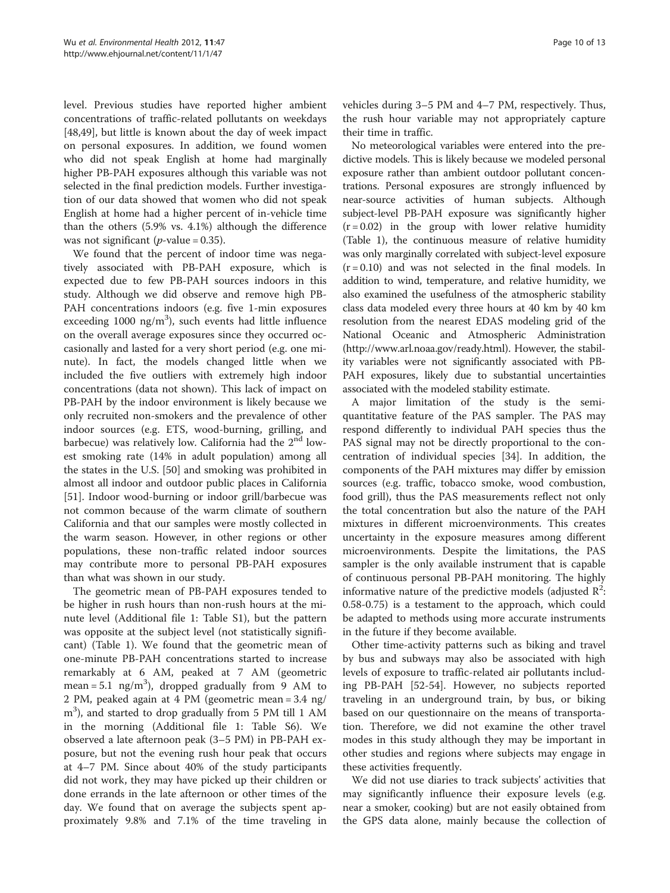level. Previous studies have reported higher ambient concentrations of traffic-related pollutants on weekdays [48,49], but little is known about the day of week impact on personal exposures. In addition, we found women who did not speak English at home had marginally higher PB-PAH exposures although this variable was not selected in the final prediction models. Further investigation of our data showed that women who did not speak English at home had a higher percent of in-vehicle time than the others (5.9% vs. 4.1%) although the difference was not significant ($p$-value = 0.35).

We found that the percent of indoor time was negatively associated with PB-PAH exposure, which is expected due to few PB-PAH sources indoors in this study. Although we did observe and remove high PB-PAH concentrations indoors (e.g. five 1-min exposures exceeding 1000 ng/m$^3$), such events had little influence on the overall average exposures since they occurred occasionally and lasted for a very short period (e.g. one minute). In fact, the models changed little when we included the five outliers with extremely high indoor concentrations (data not shown). This lack of impact on PB-PAH by the indoor environment is likely because we only recruited non-smokers and the prevalence of other indoor sources (e.g. ETS, wood-burning, grilling, and barbecue) was relatively low. California had the 2$^{nd}$ lowest smoking rate (14% in adult population) among all the states in the U.S. [50] and smoking was prohibited in almost all indoor and outdoor public places in California [51]. Indoor wood-burning or indoor grill/barbecue was not common because of the warm climate of southern California and that our samples were mostly collected in the warm season. However, in other regions or other populations, these non-traffic related indoor sources may contribute more to personal PB-PAH exposures than what was shown in our study.

The geometric mean of PB-PAH exposures tended to be higher in rush hours than non-rush hours at the minute level (Additional file 1: Table S1), but the pattern was opposite at the subject level (not statistically significant) (Table 1). We found that the geometric mean of one-minute PB-PAH concentrations started to increase remarkably at 6 AM, peaked at 7 AM (geometric mean = 5.1 ng/m$^3$), dropped gradually from 9 AM to 2 PM, peaked again at 4 PM (geometric mean = 3.4 ng/m$^3$), and started to drop gradually from 5 PM till 1 AM in the morning (Additional file 1: Table S6). We observed a late afternoon peak (3–5 PM) in PB-PAH exposure, but not the evening rush hour peak that occurs at 4–7 PM. Since about 40% of the study participants did not work, they may have picked up their children or done errands in the late afternoon or other times of the day. We found that on average the subjects spent approximately 9.8% and 7.1% of the time traveling in vehicles during 3–5 PM and 4–7 PM, respectively. Thus, the rush hour variable may not appropriately capture their time in traffic.

No meteorological variables were entered into the predictive models. This is likely because we modeled personal exposure rather than ambient outdoor pollutant concentrations. Personal exposures are strongly influenced by near-source activities of human subjects. Although subject-level PB-PAH exposure was significantly higher ($r = 0.02$) in the group with lower relative humidity (Table 1), the continuous measure of relative humidity was only marginally correlated with subject-level exposure ($r = 0.10$) and was not selected in the final models. In addition to wind, temperature, and relative humidity, we also examined the usefulness of the atmospheric stability class data modeled every three hours at 40 km by 40 km resolution from the nearest EDAS modeling grid of the National Oceanic and Atmospheric Administration (http://www.arl.noaa.gov/ready.html). However, the stability variables were not significantly associated with PB-PAH exposures, likely due to substantial uncertainties associated with the modeled stability estimate.

A major limitation of the study is the semi-quantitative feature of the PAS sampler. The PAS may respond differently to individual PAH species thus the PAS signal may not be directly proportional to the concentration of individual species [34]. In addition, the components of the PAH mixtures may differ by emission sources (e.g. traffic, tobacco smoke, wood combustion, food grill), thus the PAS measurements reflect not only the total concentration but also the nature of the PAH mixtures in different microenvironments. This creates uncertainty in the exposure measures among different microenvironments. Despite the limitations, the PAS sampler is the only available instrument that is capable of continuous personal PB-PAH monitoring. The highly informative nature of the predictive models (adjusted $R^2$: 0.58-0.75) is a testament to the approach, which could be adapted to methods using more accurate instruments in the future if they become available.

Other time-activity patterns such as biking and travel by bus and subways may also be associated with high levels of exposure to traffic-related air pollutants including PB-PAH [52-54]. However, no subjects reported traveling in an underground train, by bus, or biking based on our questionnaire on the means of transportation. Therefore, we did not examine the other travel modes in this study although they may be important in other studies and regions where subjects may engage in these activities frequently.

We did not use diaries to track subjects' activities that may significantly influence their exposure levels (e.g. near a smoker, cooking) but are not easily obtained from the GPS data alone, mainly because the collection of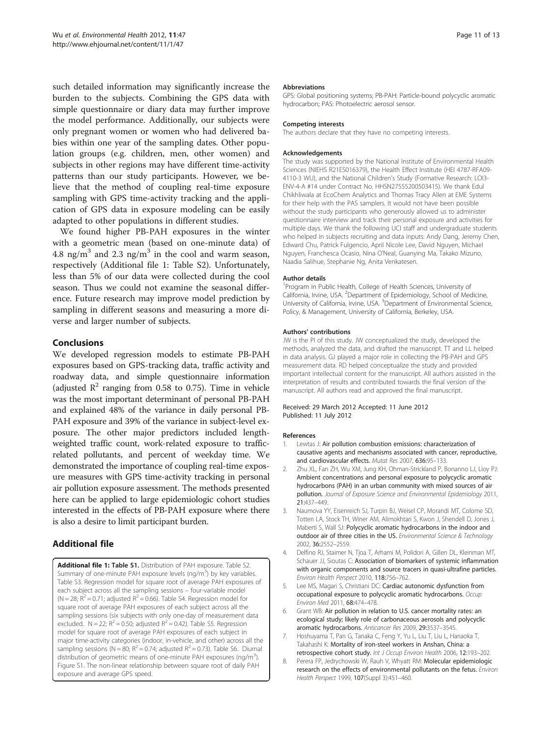such detailed information may significantly increase the burden to the subjects. Combining the GPS data with simple questionnaire or diary data may further improve the model performance. Additionally, our subjects were only pregnant women or women who had delivered babies within one year of the sampling dates. Other population groups (e.g. children, men, other women) and subjects in other regions may have different time-activity patterns than our study participants. However, we believe that the method of coupling real-time exposure sampling with GPS time-activity tracking and the application of GPS data in exposure modeling can be easily adapted to other populations in different studies.

We found higher PB-PAH exposures in the winter with a geometric mean (based on one-minute data) of 4.8 $ng/m^3$ and 2.3 $ng/m^3$ in the cool and warm season, respectively (Additional file 1: Table S2). Unfortunately, less than 5% of our data were collected during the cool season. Thus we could not examine the seasonal difference. Future research may improve model prediction by sampling in different seasons and measuring a more diverse and larger number of subjects.

## Conclusions

We developed regression models to estimate PB-PAH exposures based on GPS-tracking data, traffic activity and roadway data, and simple questionnaire information (adjusted $R^2$ ranging from 0.58 to 0.75). Time in vehicle was the most important determinant of personal PB-PAH and explained 48% of the variance in daily personal PB-PAH exposure and 39% of the variance in subject-level exposure. The other major predictors included length-weighted traffic count, work-related exposure to traffic-related pollutants, and percent of weekday time. We demonstrated the importance of coupling real-time exposure measures with GPS time-activity tracking in personal air pollution exposure assessment. The methods presented here can be applied to large epidemiologic cohort studies interested in the effects of PB-PAH exposure where there is also a desire to limit participant burden.

## Additional file

**Additional file 1: Table S1.** Distribution of PAH exposure. Table S2. Summary of one-minute PAH exposure levels ($ng/m^3$) by key variables. Table S3. Regression model for square root of average PAH exposures of each subject across all the sampling sessions – four-variable model (N = 28; $R^2$ = 0.71; adjusted $R^2$ = 0.66). Table S4. Regression model for square root of average PAH exposures of each subject across all the sampling sessions (six subjects with only one-day of measurement data excluded. N = 22; $R^2$ = 0.50; adjusted $R^2$ = 0.42). Table S5. Regression model for square root of average PAH exposures of each subject in major time-activity categories (indoor, in-vehicle, and other) across all the sampling sessions (N = 80; $R^2$ = 0.74; adjusted $R^2$ = 0.73). Table S6. Diurnal distribution of geometric means of one-minute PAH exposures ($ng/m^3$). Figure S1. The non-linear relationship between square root of daily PAH exposure and average GPS speed.

#### Abbreviations

GPS: Global positioning systems; PB-PAH: Particle-bound polycyclic aromatic hydrocarbon; PAS: Photoelectric aerosol sensor.

#### Competing interests

The authors declare that they have no competing interests.

#### Acknowledgements

The study was supported by the National Institute of Environmental Health Sciences (NIEHS R21ES016379), the Health Effect Institute (HEI 4787-RFA09-4110-3 WU), and the National Children's Study (Formative Research: LOI3-ENV-4-A #14 under Contract No. HHSN275552005034l5). We thank Edul Chikhliwala at EcoChem Analytics and Thomas Tracy Allen at EME Systems for their help with the PAS samplers. It would not have been possible without the study participants who generously allowed us to administer questionnaire interview and track their personal exposure and activities for multiple days. We thank the following UCI staff and undergraduate students who helped in subjects recruiting and data inputs: Andy Dang, Jeremy Chen, Edward Chu, Patrick Fulgencio, April Nicole Lee, David Nguyen, Michael Nguyen, Franchesca Ocasio, Nina O'Neal, Guanying Ma, Takako Mizuno, Naadia Salihue, Stephanie Ng, Anita Venkatesen.

#### Author details

[1]Program in Public Health, College of Health Sciences, University of California, Irvine, USA. [2]Department of Epidemiology, School of Medicine, University of California, Irvine, USA. [3]Department of Environmental Science, Policy, & Management, University of California, Berkeley, USA.

#### Authors' contributions

JW is the PI of this study. JW conceptualized the study, developed the methods, analyzed the data, and drafted the manuscript. TT and LL helped in data analysis. GJ played a major role in collecting the PB-PAH and GPS measurement data. RD helped conceptualize the study and provided important intellectual content for the manuscript. All authors assisted in the interpretation of results and contributed towards the final version of the manuscript. All authors read and approved the final manuscript.

Received: 29 March 2012 Accepted: 11 June 2012
Published: 11 July 2012

#### References

1. Lewtas J: **Air pollution combustion emissions: characterization of causative agents and mechanisms associated with cancer, reproductive, and cardiovascular effects.** *Mutat Res* 2007, **636:**95–133.
2. Zhu XL, Fan ZH, Wu XM, Jung KH, Ohman-Strickland P, Bonanno LJ, Lioy PJ: **Ambient concentrations and personal exposure to polycyclic aromatic hydrocarbons (PAH) in an urban community with mixed sources of air pollution.** *Journal of Exposure Science and Environmental Epidemiology* 2011, **21:**437–449.
3. Naumova YY, Eisenreich SJ, Turpin BJ, Weisel CP, Morandi MT, Colome SD, Totten LA, Stock TH, Winer AM, Alimokhtari S, Kwon J, Shendell D, Jones J, Maberti S, Wall SJ: **Polycyclic aromatic hydrocarbons in the indoor and outdoor air of three cities in the US.** *Environmental Science & Technology* 2002, **36:**2552–2559.
4. Delfino RJ, Staimer N, Tjoa T, Arhami M, Polidori A, Gillen DL, Kleinman MT, Schauer JJ, Sioutas C: **Association of biomarkers of systemic inflammation with organic components and source tracers in quasi-ultrafine particles.** *Environ Health Perspect* 2010, **118:**756–762.
5. Lee MS, Magari S, Christiani DC: **Cardiac autonomic dysfunction from occupational exposure to polycyclic aromatic hydrocarbons.** *Occup Environ Med* 2011, **68:**474–478.
6. Grant WB: **Air pollution in relation to U.S. cancer mortality rates: an ecological study; likely role of carbonaceous aerosols and polycyclic aromatic hydrocarbons.** *Anticancer Res* 2009, **29:**3537–3545.
7. Hoshuyama T, Pan G, Tanaka C, Feng Y, Yu L, Liu T, Liu L, Hanaoka T, Takahashi K: **Mortality of iron-steel workers in Anshan, China: a retrospective cohort study.** *Int J Occup Environ Health* 2006, **12:**193–202.
8. Perera FP, Jedrychowski W, Rauh V, Whyatt RM: **Molecular epidemiologic research on the effects of environmental pollutants on the fetus.** *Environ Health Perspect* 1999, **107**(Suppl 3):451–460.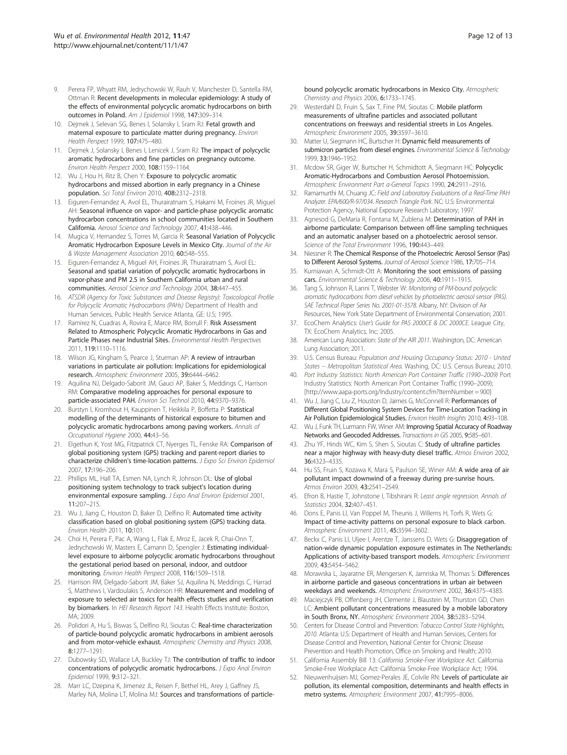9. Perera FP, Whyatt RM, Jedrychowski W, Rauh V, Manchester D, Santella RM, Ottman R: **Recent developments in molecular epidemiology: A study of the effects of environmental polycyclic aromatic hydrocarbons on birth outcomes in Poland.** *Am J Epidemiol* 1998, **147:**309–314.
10. Dejmek J, Selevan SG, Benes I, Solansky I, Sram RJ: **Fetal growth and maternal exposure to particulate matter during pregnancy.** *Environ Health Perspect* 1999, **107:**475–480.
11. Dejmek J, Solansky I, Benes I, Lenicek J, Sram RJ: **The impact of polycyclic aromatic hydrocarbons and fine particles on pregnancy outcome.** *Environ Health Perspect* 2000, **108:**1159–1164.
12. Wu J, Hou H, Ritz B, Chen Y: **Exposure to polycyclic aromatic hydrocarbons and missed abortion in early pregnancy in a Chinese population.** *Sci Total Environ* 2010, **408:**2312–2318.
13. Eiguren-Fernandez A, Avol EL, Thurairatnam S, Hakami M, Froines JR, Miguel AH: **Seasonal influence on vapor- and particle-phase polycyclic aromatic hydrocarbon concentrations in school communities located in Southern California.** *Aerosol Science and Technology* 2007, **41:**438–446.
14. Mugica V, Hernandez S, Torres M, Garcia R: **Seasonal Variation of Polycyclic Aromatic Hydrocarbon Exposure Levels in Mexico City.** *Journal of the Air & Waste Management Association* 2010, **60:**548–555.
15. Eiguren-Fernandez A, Miguel AH, Froines JR, Thurairatnam S, Avol EL: **Seasonal and spatial variation of polycyclic aromatic hydrocarbons in vapor-phase and PM 2.5 in Southern California urban and rural communities.** *Aerosol Science and Technology* 2004, **38:**447–455.
16. *ATSDR (Agency for Toxic Substances and Disease Registry): Toxicological Profile for Polycyclic Aromatic Hydrocarbons (PAHs)* Department of Health and Human Services, Public Health Service Atlanta, GE: U.S; 1995.
17. Ramirez N, Cuadras A, Rovira E, Marce RM, Borrull F: **Risk Assessment Related to Atmospheric Polycyclic Aromatic Hydrocarbons in Gas and Particle Phases near Industrial Sites.** *Environmental Health Perspectives* 2011, **119:**1110–1116.
18. Wilson JG, Kingham S, Pearce J, Sturman AP: **A review of intraurban variations in particulate air pollution: Implications for epidemiological research.** *Atmospheric Environment* 2005, **39:**6444–6462.
19. Aquilina NJ, Delgado-Saborit JM, Gauci AP, Baker S, Meddings C, Harrison RM: **Comparative modeling approaches for personal exposure to particle-associated PAH.** *Environ Sci Technol* 2010, **44:**9370–9376.
20. Burstyn I, Kromhout H, Kauppinen T, Heikkila P, Boffetta P: **Statistical modelling of the determinants of historical exposure to bitumen and polycyclic aromatic hydrocarbons among paving workers.** *Annals of Occupational Hygiene* 2000, **44:**43–56.
21. Elgethun K, Yost MG, Fitzpatrick CT, Nyerges TL, Fenske RA: **Comparison of global positioning system (GPS) tracking and parent-report diaries to characterize children's time-location patterns.** *J Expo Sci Environ Epidemiol* 2007, **17:**196–206.
22. Phillips ML, Hall TA, Esmen NA, Lynch R, Johnson DL: **Use of global positioning system technology to track subject's location during environmental exposure sampling.** *J Expo Anal Environ Epidemiol* 2001, **11:**207–215.
23. Wu J, Jiang C, Houston D, Baker D, Delfino R: **Automated time activity classification based on global positioning system (GPS) tracking data.** *Environ Health* 2011, **10:**101.
24. Choi H, Perera F, Pac A, Wang L, Flak E, Mroz E, Jacek R, Chai-Onn T, Jedrychowski W, Masters E, Camann D, Spengler J: **Estimating individual-level exposure to airborne polycyclic aromatic hydrocarbons throughout the gestational period based on personal, indoor, and outdoor monitoring.** *Environ Health Perspect* 2008, **116:**1509–1518.
25. Harrison RM, Delgado-Saborit JM, Baker SJ, Aquilina N, Meddings C, Harrad S, Matthews I, Vardoulakis S, Anderson HR: **Measurement and modeling of exposure to selected air toxics for health effects studies and verification by biomarkers.** In *HEI Research Report 143.* Health Effects Institute: Boston, MA; 2009.
26. Polidori A, Hu S, Biswas S, Delfino RJ, Sioutas C: **Real-time characterization of particle-bound polycyclic aromatic hydrocarbons in ambient aerosols and from motor-vehicle exhaust.** *Atmospheric Chemistry and Physics* 2008, **8:**1277–1291.
27. Dubowsky SD, Wallace LA, Buckley TJ: **The contribution of traffic to indoor concentrations of polycyclic aromatic hydrocarbons.** *J Expo Anal Environ Epidemiol* 1999, **9:**312–321.
28. Marr LC, Dzepina K, Jimenez JL, Reisen F, Bethel HL, Arey J, Gaffney JS, Marley NA, Molina LT, Molina MJ: **Sources and transformations of particle-bound polycyclic aromatic hydrocarbons in Mexico City.** *Atmospheric Chemistry and Physics* 2006, **6:**1733–1745.
29. Westerdahl D, Fruin S, Sax T, Fine PM, Sioutas C: **Mobile platform measurements of ultrafine particles and associated pollutant concentrations on freeways and residential streets in Los Angeles.** *Atmospheric Environment* 2005, **39:**3597–3610.
30. Matter U, Siegmann HC, Burtscher H: **Dynamic field measurements of submicron particles from diesel engines.** *Environmental Science & Technology* 1999, **33:**1946–1952.
31. Mcdow SR, Giger W, Burtscher H, Schmidtott A, Siegmann HC: **Polycyclic Aromatic-Hydrocarbons and Combustion Aerosol Photoemission.** *Atmospheric Environment Part a-General Topics* 1990, **24:**2911–2916.
32. Ramamurthi M, Chuang JC: *Field and Laboratory Evaluations of a Real-Time PAH Analyzer. EPA/600/R-97/034. Research Triangle Park*. NC: U.S: Environmental Protection Agency, National Exposure Research Laboratory; 1997.
33. Agnesod G, DeMaria R, Fontana M, Zublena M: **Determination of PAH in airborne particulate: Comparison between off-line sampling techniques and an automatic analyser based on a photoelectric aerosol sensor.** *Science of the Total Environment* 1996, **190:**443–449.
34. Niessner R: **The Chemical Response of the Photoelectric Aerosol Sensor (Pas) to Different Aerosol Systems.** *Journal of Aerosol Science* 1986, **17:**705–714.
35. Kurniawan A, Schmidt-Ott A: **Monitoring the soot emissions of passing cars.** *Environmental Science & Technology* 2006, **40:**1911–1915.
36. Tang S, Johnson R, Lanni T, Webster W: *Monitoring of PM-bound polycyclic aromatic hydrocarbons from diesel vehicles by photoelectric aerosol sensor (PAS). SAE Technical Paper Series No. 2001-01-3578*. Albany, NY: Division of Air Resources, New York State Department of Environmental Conservation; 2001.
37. EcoChem Analytics: *User's Guide for PAS 2000CE & DC 2000CE*. League City, TX: EcoChem Analytics, Inc; 2005.
38. American Lung Association: *State of the AIR 2011*. Washington, DC: American Lung Association; 2011.
39. U.S. Census Bureau: *Population and Housing Occupancy Status: 2010 - United States -- Metropolitan Statistical Area*. Washing, DC: U.S. Census Bureau; 2010.
40. *Port Industry Statistics: North American Port Container Traffic (1990–2009)* Port Industry Statistics: North American Port Container Traffic (1990–2009); [http://www.aapa-ports.org/Industry/content.cfm?ItemNumber = 900]
41. Wu J, Jiang C, Liu Z, Houston D, Jaimes G, McConnell R: **Performances of Different Global Positioning System Devices for Time-Location Tracking in Air Pollution Epidemiological Studies.** *Environ Health Insights* 2010, **4:**93–108.
42. Wu J, Funk TH, Lurmann FW, Winer AM: **Improving Spatial Accuracy of Roadway Networks and Geocoded Addresses.** *Transactions in GIS* 2005, **9:**585–601.
43. Zhu YF, Hinds WC, Kim S, Shen S, Sioutas C: **Study of ultrafine particles near a major highway with heavy-duty diesel traffic.** *Atmos Environ* 2002, **36:**4323–4335.
44. Hu SS, Fruin S, Kozawa K, Mara S, Paulson SE, Winer AM: **A wide area of air pollutant impact downwind of a freeway during pre-sunrise hours.** *Atmos Environ* 2009, **43:**2541–2549.
45. Efron B, Hastie T, Johnstone I, Tibshirani R: *Least angle regression. Annals of Statistics* 2004, **32:**407–451.
46. Dons E, Panis LI, Van Poppel M, Theunis J, Willems H, Torfs R, Wets G: **Impact of time-activity patterns on personal exposure to black carbon.** *Atmospheric Environment* 2011, **45:**3594–3602.
47. Beckx C, Panis LI, Uljee I, Arentze T, Janssens D, Wets G: **Disaggregation of nation-wide dynamic population exposure estimates in The Netherlands: Applications of activity-based transport models.** *Atmospheric Environment* 2009, **43:**5454–5462.
48. Morawska L, Jayaratne ER, Mengersen K, Jamriska M, Thomas S: **Differences in airborne particle and gaseous concentrations in urban air between weekdays and weekends.** *Atmospheric Environment* 2002, **36:**4375–4383.
49. Maciejczyk PB, Offenberg JH, Clemente J, Blaustein M, Thurston GD, Chen LC: **Ambient pollutant concentrations measured by a mobile laboratory in South Bronx, NY.** *Atmospheric Environment* 2004, **38:**5283–5294.
50. Centers for Disease Control and Prevention: *Tobacco Control State Highlights, 2010*. Atlanta: U.S: Department of Health and Human Services, Centers for Disease Control and Prevention, National Center for Chronic Disease Prevention and Health Promotion, Office on Smoking and Health; 2010.
51. California Assembly Bill 13: *California Smoke-Free Workplace Act*. California Smoke-Free Workplace Act: California Smoke-Free Workplace Act; 1994.
52. Nieuwenhuijsen MJ, Gomez-Perales JE, Colvile RN: **Levels of particulate air pollution, its elemental composition, determinants and health effects in metro systems.** *Atmospheric Environment* 2007, **41:**7995–8006.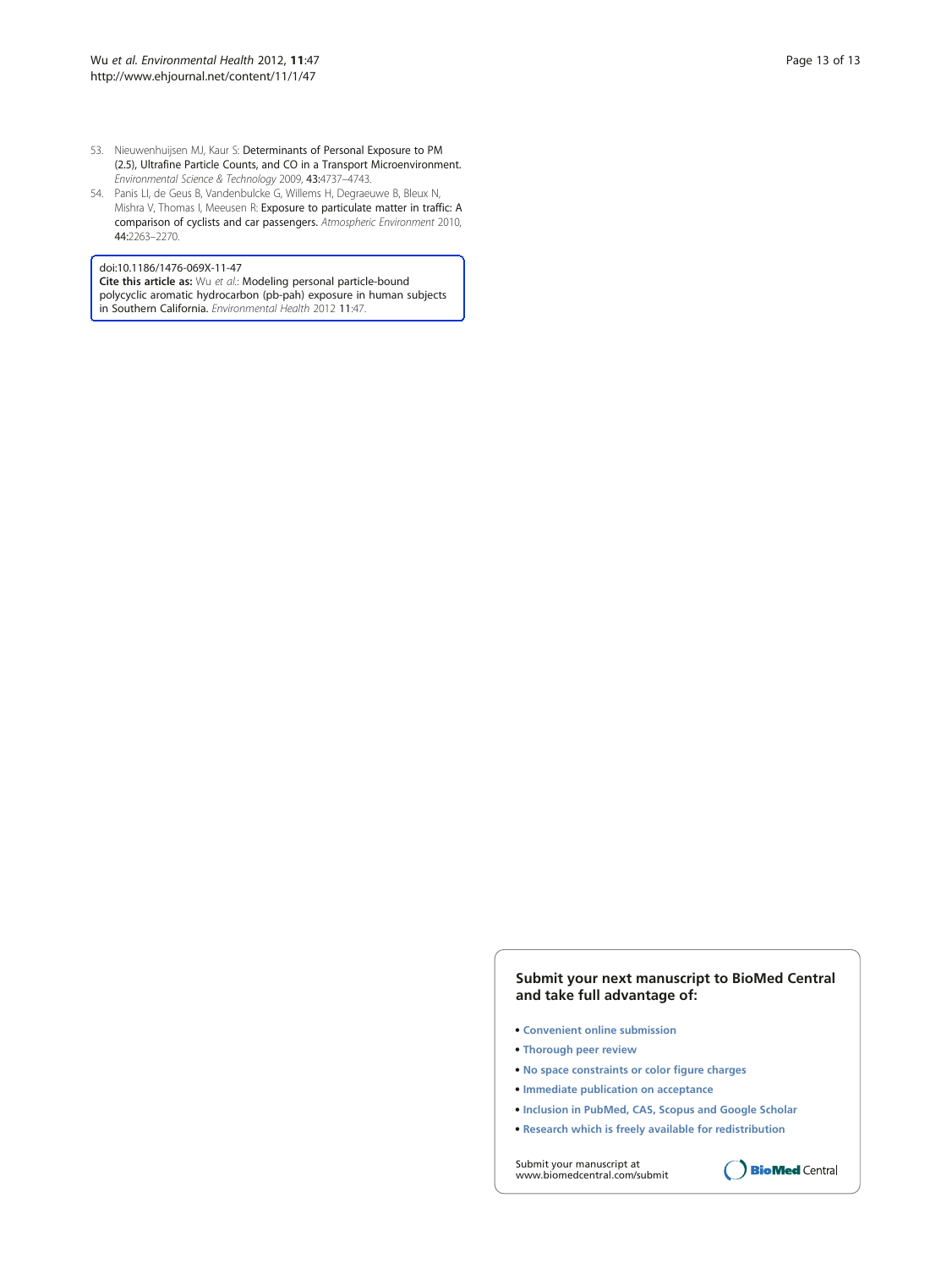53. Nieuwenhuijsen MJ, Kaur S: **Determinants of Personal Exposure to PM (2.5), Ultrafine Particle Counts, and CO in a Transport Microenvironment.** *Environmental Science & Technology* 2009, **43:**4737–4743.
54. Panis LI, de Geus B, Vandenbulcke G, Willems H, Degraeuwe B, Bleux N, Mishra V, Thomas I, Meeusen R: **Exposure to particulate matter in traffic: A comparison of cyclists and car passengers.** *Atmospheric Environment* 2010, **44:**2263–2270.

doi:10.1186/1476-069X-11-47
**Cite this article as:** Wu *et al.*: Modeling personal particle-bound polycyclic aromatic hydrocarbon (pb-pah) exposure in human subjects in Southern California. *Environmental Health* 2012 **11**:47.

**Submit your next manuscript to BioMed Central and take full advantage of:**

- **Convenient online submission**
- **Thorough peer review**
- **No space constraints or color figure charges**
- **Immediate publication on acceptance**
- **Inclusion in PubMed, CAS, Scopus and Google Scholar**
- **Research which is freely available for redistribution**

Submit your manuscript at
www.biomedcentral.com/submit

BioMed Central